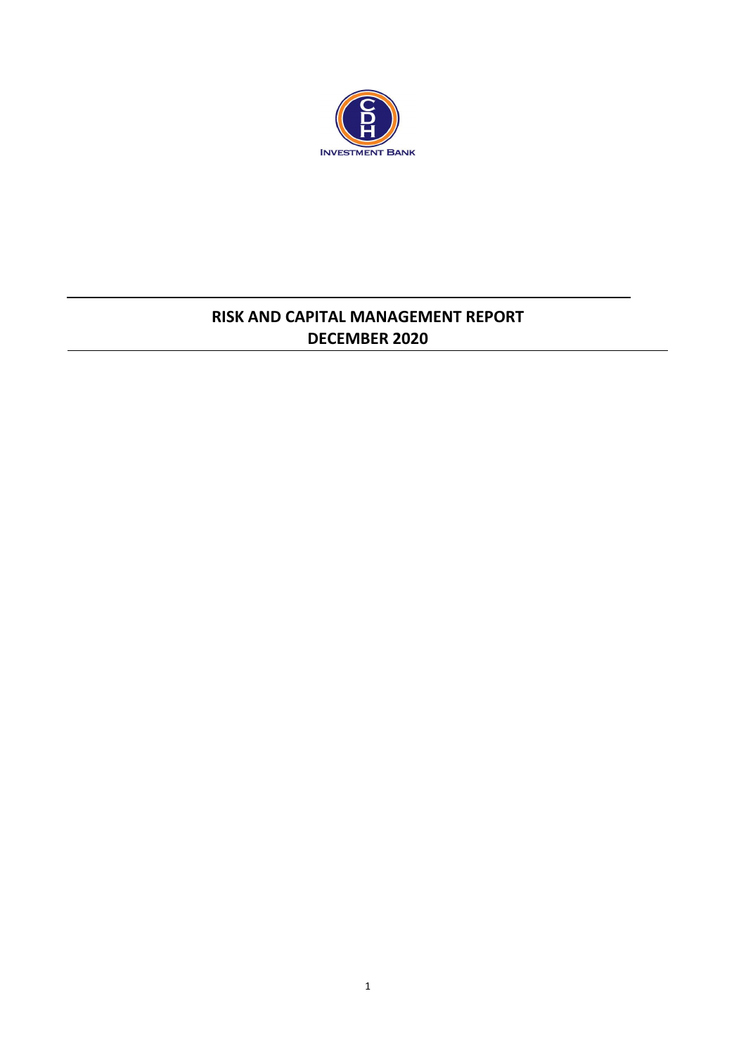# RISK AND CAPITAL MANAGEMENT REPORT
## DECEMBER 2020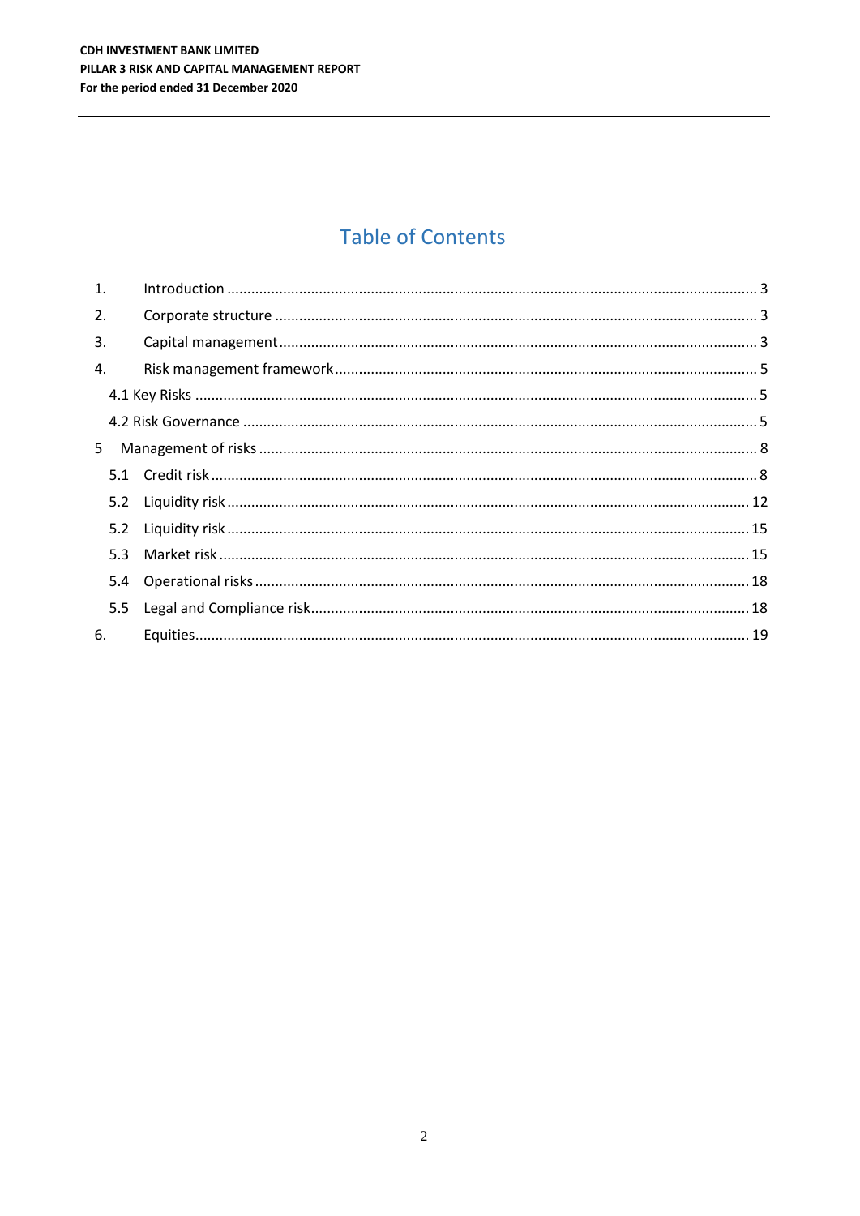# Table of Contents

1. Introduction ........................................................................................................................................ 3
2. Corporate structure ............................................................................................................................ 3
3. Capital management ........................................................................................................................... 3
4. Risk management framework ............................................................................................................. 5
    - 4.1 Key Risks ........................................................................................................................................ 5
    - 4.2 Risk Governance ............................................................................................................................ 5
5. Management of risks ........................................................................................................................... 8
    - 5.1 Credit risk ...................................................................................................................................... 8
    - 5.2 Liquidity risk ................................................................................................................................ 12
    - 5.2 Liquidity risk ................................................................................................................................ 15
    - 5.3 Market risk ................................................................................................................................... 15
    - 5.4 Operational risks ........................................................................................................................... 18
    - 5.5 Legal and Compliance risk ............................................................................................................ 18
6. Equities ............................................................................................................................................. 19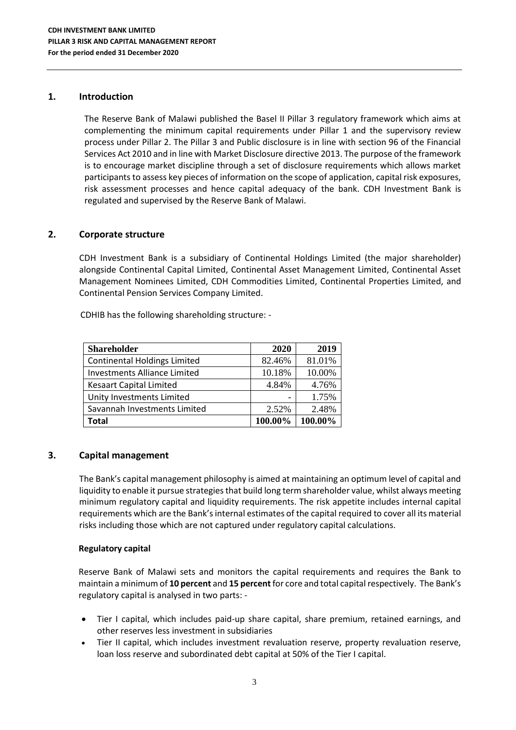## 1. Introduction

The Reserve Bank of Malawi published the Basel II Pillar 3 regulatory framework which aims at complementing the minimum capital requirements under Pillar 1 and the supervisory review process under Pillar 2. The Pillar 3 and Public disclosure is in line with section 96 of the Financial Services Act 2010 and in line with Market Disclosure directive 2013. The purpose of the framework is to encourage market discipline through a set of disclosure requirements which allows market participants to assess key pieces of information on the scope of application, capital risk exposures, risk assessment processes and hence capital adequacy of the bank. CDH Investment Bank is regulated and supervised by the Reserve Bank of Malawi.

## 2. Corporate structure

CDH Investment Bank is a subsidiary of Continental Holdings Limited (the major shareholder) alongside Continental Capital Limited, Continental Asset Management Limited, Continental Asset Management Nominees Limited, CDH Commodities Limited, Continental Properties Limited, and Continental Pension Services Company Limited.

CDHIB has the following shareholding structure: -

| Shareholder | 2020 | 2019 |
|---|---|---|
| Continental Holdings Limited | 82.46% | 81.01% |
| Investments Alliance Limited | 10.18% | 10.00% |
| Kesaart Capital Limited | 4.84% | 4.76% |
| Unity Investments Limited | - | 1.75% |
| Savannah Investments Limited | 2.52% | 2.48% |
| **Total** | **100.00%** | **100.00%** |

## 3. Capital management

The Bank's capital management philosophy is aimed at maintaining an optimum level of capital and liquidity to enable it pursue strategies that build long term shareholder value, whilst always meeting minimum regulatory capital and liquidity requirements. The risk appetite includes internal capital requirements which are the Bank's internal estimates of the capital required to cover all its material risks including those which are not captured under regulatory capital calculations.

**Regulatory capital**

Reserve Bank of Malawi sets and monitors the capital requirements and requires the Bank to maintain a minimum of **10 percent** and **15 percent** for core and total capital respectively. The Bank's regulatory capital is analysed in two parts: -

- Tier I capital, which includes paid-up share capital, share premium, retained earnings, and other reserves less investment in subsidiaries
- Tier II capital, which includes investment revaluation reserve, property revaluation reserve, loan loss reserve and subordinated debt capital at 50% of the Tier I capital.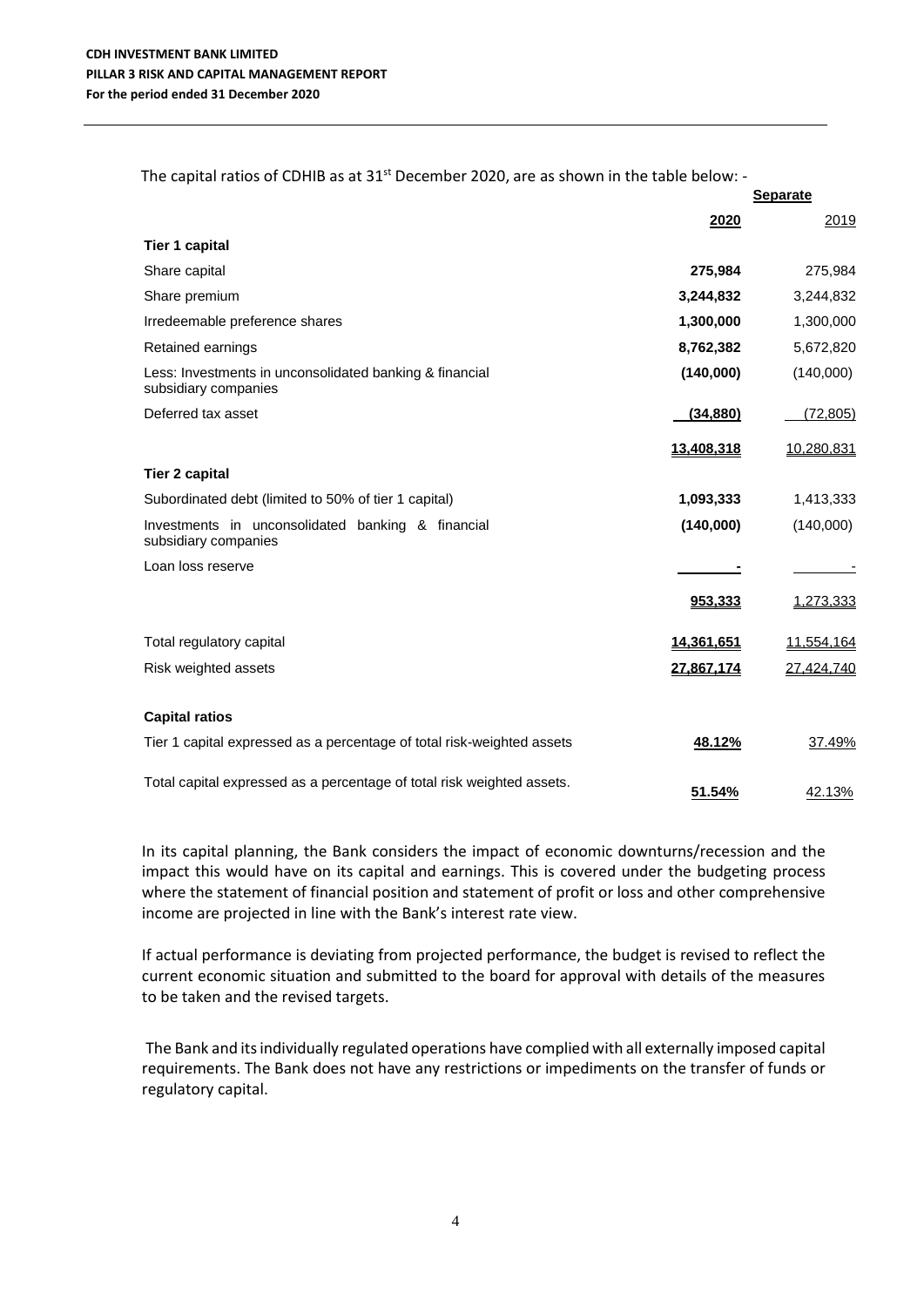The capital ratios of CDHIB as at 31st December 2020, are as shown in the table below: -

| | Separate | |
|---|---|---|
| | **2020** | 2019 |
| **Tier 1 capital** | | |
| Share capital | **275,984** | 275,984 |
| Share premium | **3,244,832** | 3,244,832 |
| Irredeemable preference shares | **1,300,000** | 1,300,000 |
| Retained earnings | **8,762,382** | 5,672,820 |
| Less: Investments in unconsolidated banking & financial subsidiary companies | **(140,000)** | (140,000) |
| Deferred tax asset | **(34,880)** | (72,805) |
| | **13,408,318** | 10,280,831 |
| **Tier 2 capital** | | |
| Subordinated debt (limited to 50% of tier 1 capital) | **1,093,333** | 1,413,333 |
| Investments in unconsolidated banking & financial subsidiary companies | **(140,000)** | (140,000) |
| Loan loss reserve | **-** | - |
| | **953,333** | 1,273,333 |
| Total regulatory capital | **14,361,651** | 11,554,164 |
| Risk weighted assets | **27,867,174** | 27,424,740 |
| **Capital ratios** | | |
| Tier 1 capital expressed as a percentage of total risk-weighted assets | **48.12%** | 37.49% |
| Total capital expressed as a percentage of total risk weighted assets. | **51.54%** | 42.13% |

In its capital planning, the Bank considers the impact of economic downturns/recession and the impact this would have on its capital and earnings. This is covered under the budgeting process where the statement of financial position and statement of profit or loss and other comprehensive income are projected in line with the Bank's interest rate view.

If actual performance is deviating from projected performance, the budget is revised to reflect the current economic situation and submitted to the board for approval with details of the measures to be taken and the revised targets.

The Bank and its individually regulated operations have complied with all externally imposed capital requirements. The Bank does not have any restrictions or impediments on the transfer of funds or regulatory capital.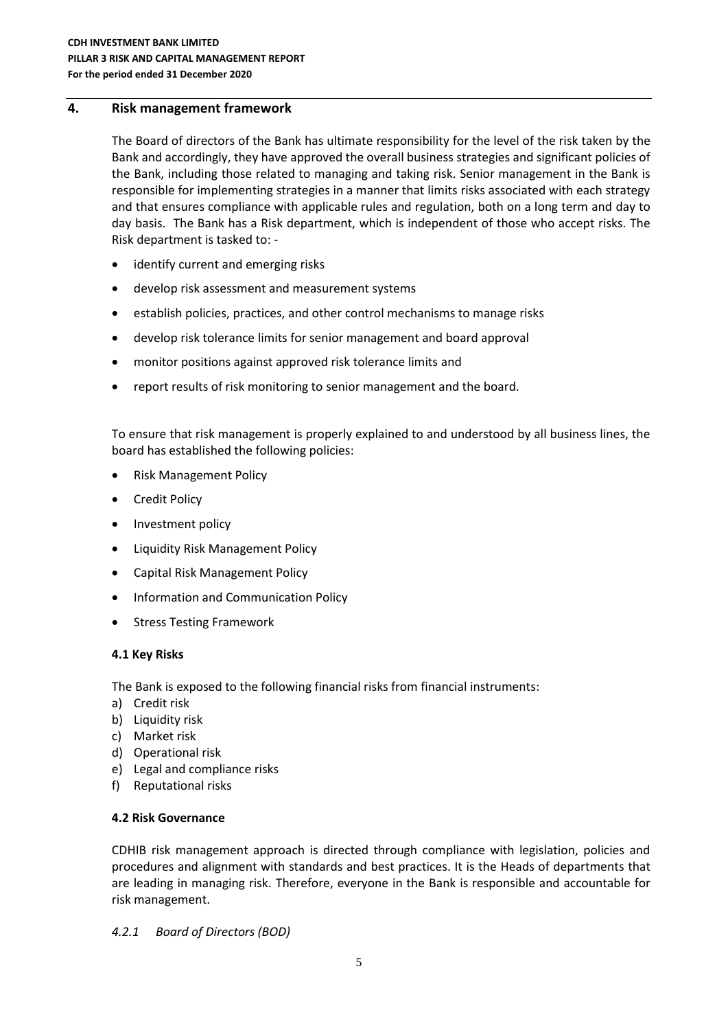## 4. Risk management framework

The Board of directors of the Bank has ultimate responsibility for the level of the risk taken by the Bank and accordingly, they have approved the overall business strategies and significant policies of the Bank, including those related to managing and taking risk. Senior management in the Bank is responsible for implementing strategies in a manner that limits risks associated with each strategy and that ensures compliance with applicable rules and regulation, both on a long term and day to day basis. The Bank has a Risk department, which is independent of those who accept risks. The Risk department is tasked to: -

- identify current and emerging risks
- develop risk assessment and measurement systems
- establish policies, practices, and other control mechanisms to manage risks
- develop risk tolerance limits for senior management and board approval
- monitor positions against approved risk tolerance limits and
- report results of risk monitoring to senior management and the board.

To ensure that risk management is properly explained to and understood by all business lines, the board has established the following policies:

- Risk Management Policy
- Credit Policy
- Investment policy
- Liquidity Risk Management Policy
- Capital Risk Management Policy
- Information and Communication Policy
- Stress Testing Framework

### 4.1 Key Risks

The Bank is exposed to the following financial risks from financial instruments:

a) Credit risk
b) Liquidity risk
c) Market risk
d) Operational risk
e) Legal and compliance risks
f) Reputational risks

### 4.2 Risk Governance

CDHIB risk management approach is directed through compliance with legislation, policies and procedures and alignment with standards and best practices. It is the Heads of departments that are leading in managing risk. Therefore, everyone in the Bank is responsible and accountable for risk management.

#### *4.2.1 Board of Directors (BOD)*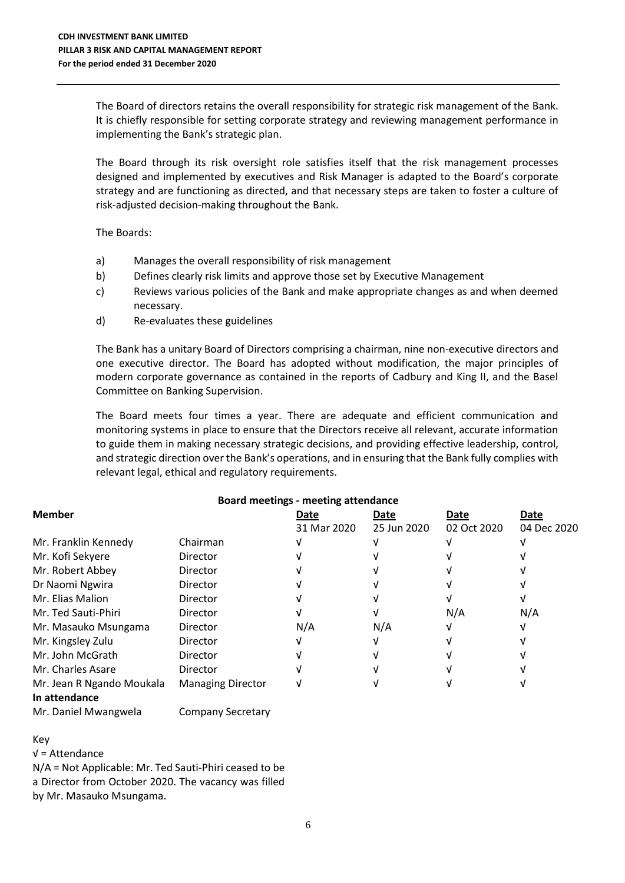The Board of directors retains the overall responsibility for strategic risk management of the Bank. It is chiefly responsible for setting corporate strategy and reviewing management performance in implementing the Bank's strategic plan.

The Board through its risk oversight role satisfies itself that the risk management processes designed and implemented by executives and Risk Manager is adapted to the Board's corporate strategy and are functioning as directed, and that necessary steps are taken to foster a culture of risk-adjusted decision-making throughout the Bank.

The Boards:

a) Manages the overall responsibility of risk management
b) Defines clearly risk limits and approve those set by Executive Management
c) Reviews various policies of the Bank and make appropriate changes as and when deemed necessary.
d) Re-evaluates these guidelines

The Bank has a unitary Board of Directors comprising a chairman, nine non-executive directors and one executive director. The Board has adopted without modification, the major principles of modern corporate governance as contained in the reports of Cadbury and King II, and the Basel Committee on Banking Supervision.

The Board meets four times a year. There are adequate and efficient communication and monitoring systems in place to ensure that the Directors receive all relevant, accurate information to guide them in making necessary strategic decisions, and providing effective leadership, control, and strategic direction over the Bank's operations, and in ensuring that the Bank fully complies with relevant legal, ethical and regulatory requirements.

**Board meetings - meeting attendance**

| **Member** | | **Date** 31 Mar 2020 | **Date** 25 Jun 2020 | **Date** 02 Oct 2020 | **Date** 04 Dec 2020 |
|---|---|---|---|---|---|
| Mr. Franklin Kennedy | Chairman | √ | √ | √ | √ |
| Mr. Kofi Sekyere | Director | √ | √ | √ | √ |
| Mr. Robert Abbey | Director | √ | √ | √ | √ |
| Dr Naomi Ngwira | Director | √ | √ | √ | √ |
| Mr. Elias Malion | Director | √ | √ | √ | √ |
| Mr. Ted Sauti-Phiri | Director | √ | √ | N/A | N/A |
| Mr. Masauko Msungama | Director | N/A | N/A | √ | √ |
| Mr. Kingsley Zulu | Director | √ | √ | √ | √ |
| Mr. John McGrath | Director | √ | √ | √ | √ |
| Mr. Charles Asare | Director | √ | √ | √ | √ |
| Mr. Jean R Ngando Moukala | Managing Director | √ | √ | √ | √ |
| **In attendance** | | | | | |
| Mr. Daniel Mwangwela | Company Secretary | | | | |

Key

√ = Attendance

N/A = Not Applicable: Mr. Ted Sauti-Phiri ceased to be a Director from October 2020. The vacancy was filled by Mr. Masauko Msungama.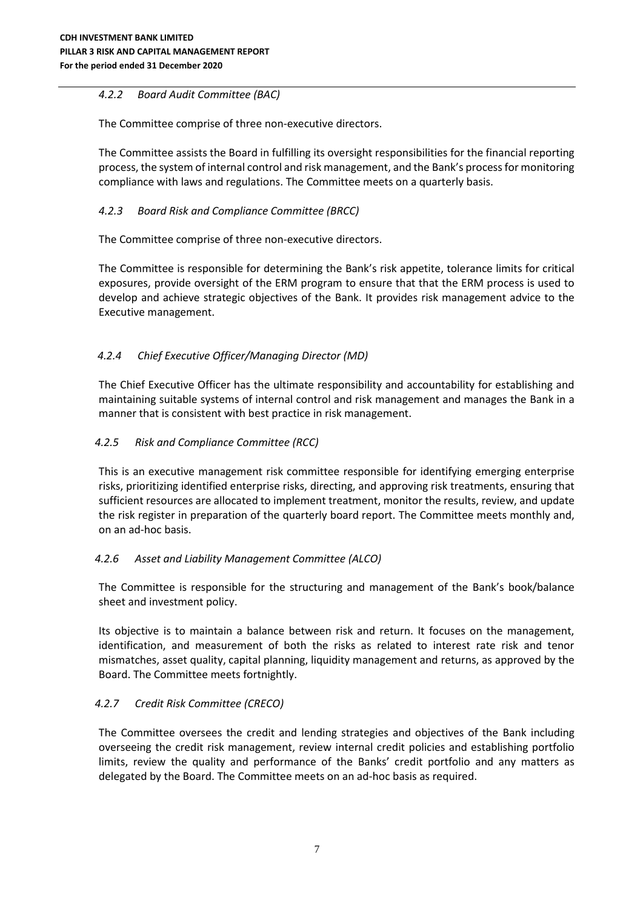#### *4.2.2 Board Audit Committee (BAC)*

The Committee comprise of three non-executive directors.

The Committee assists the Board in fulfilling its oversight responsibilities for the financial reporting process, the system of internal control and risk management, and the Bank's process for monitoring compliance with laws and regulations. The Committee meets on a quarterly basis.

#### *4.2.3 Board Risk and Compliance Committee (BRCC)*

The Committee comprise of three non-executive directors.

The Committee is responsible for determining the Bank's risk appetite, tolerance limits for critical exposures, provide oversight of the ERM program to ensure that that the ERM process is used to develop and achieve strategic objectives of the Bank. It provides risk management advice to the Executive management.

#### *4.2.4 Chief Executive Officer/Managing Director (MD)*

The Chief Executive Officer has the ultimate responsibility and accountability for establishing and maintaining suitable systems of internal control and risk management and manages the Bank in a manner that is consistent with best practice in risk management.

#### *4.2.5 Risk and Compliance Committee (RCC)*

This is an executive management risk committee responsible for identifying emerging enterprise risks, prioritizing identified enterprise risks, directing, and approving risk treatments, ensuring that sufficient resources are allocated to implement treatment, monitor the results, review, and update the risk register in preparation of the quarterly board report. The Committee meets monthly and, on an ad-hoc basis.

#### *4.2.6 Asset and Liability Management Committee (ALCO)*

The Committee is responsible for the structuring and management of the Bank's book/balance sheet and investment policy.

Its objective is to maintain a balance between risk and return. It focuses on the management, identification, and measurement of both the risks as related to interest rate risk and tenor mismatches, asset quality, capital planning, liquidity management and returns, as approved by the Board. The Committee meets fortnightly.

#### *4.2.7 Credit Risk Committee (CRECO)*

The Committee oversees the credit and lending strategies and objectives of the Bank including overseeing the credit risk management, review internal credit policies and establishing portfolio limits, review the quality and performance of the Banks' credit portfolio and any matters as delegated by the Board. The Committee meets on an ad-hoc basis as required.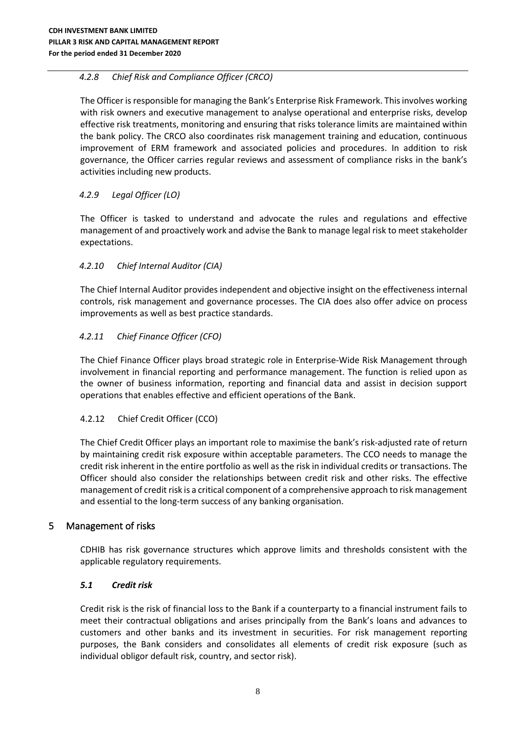#### *4.2.8 Chief Risk and Compliance Officer (CRCO)*

The Officer is responsible for managing the Bank's Enterprise Risk Framework. This involves working with risk owners and executive management to analyse operational and enterprise risks, develop effective risk treatments, monitoring and ensuring that risks tolerance limits are maintained within the bank policy. The CRCO also coordinates risk management training and education, continuous improvement of ERM framework and associated policies and procedures. In addition to risk governance, the Officer carries regular reviews and assessment of compliance risks in the bank's activities including new products.

#### *4.2.9 Legal Officer (LO)*

The Officer is tasked to understand and advocate the rules and regulations and effective management of and proactively work and advise the Bank to manage legal risk to meet stakeholder expectations.

#### *4.2.10 Chief Internal Auditor (CIA)*

The Chief Internal Auditor provides independent and objective insight on the effectiveness internal controls, risk management and governance processes. The CIA does also offer advice on process improvements as well as best practice standards.

#### *4.2.11 Chief Finance Officer (CFO)*

The Chief Finance Officer plays broad strategic role in Enterprise-Wide Risk Management through involvement in financial reporting and performance management. The function is relied upon as the owner of business information, reporting and financial data and assist in decision support operations that enables effective and efficient operations of the Bank.

#### 4.2.12 Chief Credit Officer (CCO)

The Chief Credit Officer plays an important role to maximise the bank's risk-adjusted rate of return by maintaining credit risk exposure within acceptable parameters. The CCO needs to manage the credit risk inherent in the entire portfolio as well as the risk in individual credits or transactions. The Officer should also consider the relationships between credit risk and other risks. The effective management of credit risk is a critical component of a comprehensive approach to risk management and essential to the long-term success of any banking organisation.

## 5 Management of risks

CDHIB has risk governance structures which approve limits and thresholds consistent with the applicable regulatory requirements.

### *5.1 Credit risk*

Credit risk is the risk of financial loss to the Bank if a counterparty to a financial instrument fails to meet their contractual obligations and arises principally from the Bank's loans and advances to customers and other banks and its investment in securities. For risk management reporting purposes, the Bank considers and consolidates all elements of credit risk exposure (such as individual obligor default risk, country, and sector risk).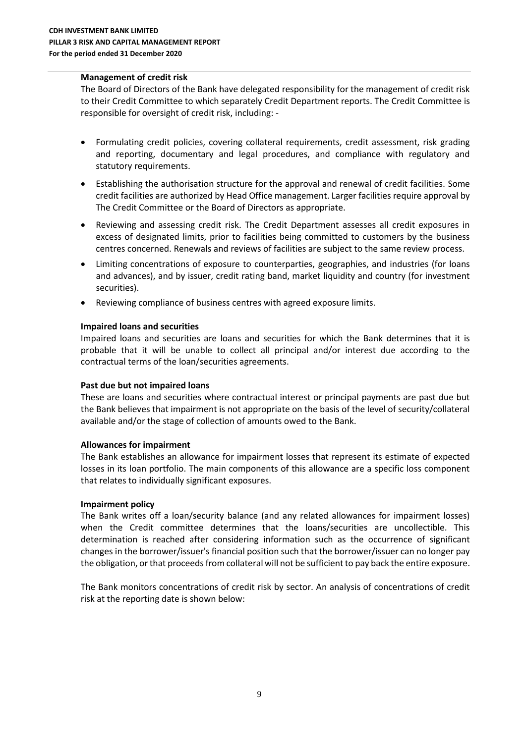**Management of credit risk**

The Board of Directors of the Bank have delegated responsibility for the management of credit risk to their Credit Committee to which separately Credit Department reports. The Credit Committee is responsible for oversight of credit risk, including: -

- Formulating credit policies, covering collateral requirements, credit assessment, risk grading and reporting, documentary and legal procedures, and compliance with regulatory and statutory requirements.
- Establishing the authorisation structure for the approval and renewal of credit facilities. Some credit facilities are authorized by Head Office management. Larger facilities require approval by The Credit Committee or the Board of Directors as appropriate.
- Reviewing and assessing credit risk. The Credit Department assesses all credit exposures in excess of designated limits, prior to facilities being committed to customers by the business centres concerned. Renewals and reviews of facilities are subject to the same review process.
- Limiting concentrations of exposure to counterparties, geographies, and industries (for loans and advances), and by issuer, credit rating band, market liquidity and country (for investment securities).
- Reviewing compliance of business centres with agreed exposure limits.

**Impaired loans and securities**

Impaired loans and securities are loans and securities for which the Bank determines that it is probable that it will be unable to collect all principal and/or interest due according to the contractual terms of the loan/securities agreements.

**Past due but not impaired loans**

These are loans and securities where contractual interest or principal payments are past due but the Bank believes that impairment is not appropriate on the basis of the level of security/collateral available and/or the stage of collection of amounts owed to the Bank.

**Allowances for impairment**

The Bank establishes an allowance for impairment losses that represent its estimate of expected losses in its loan portfolio. The main components of this allowance are a specific loss component that relates to individually significant exposures.

**Impairment policy**

The Bank writes off a loan/security balance (and any related allowances for impairment losses) when the Credit committee determines that the loans/securities are uncollectible. This determination is reached after considering information such as the occurrence of significant changes in the borrower/issuer's financial position such that the borrower/issuer can no longer pay the obligation, or that proceeds from collateral will not be sufficient to pay back the entire exposure.

The Bank monitors concentrations of credit risk by sector. An analysis of concentrations of credit risk at the reporting date is shown below: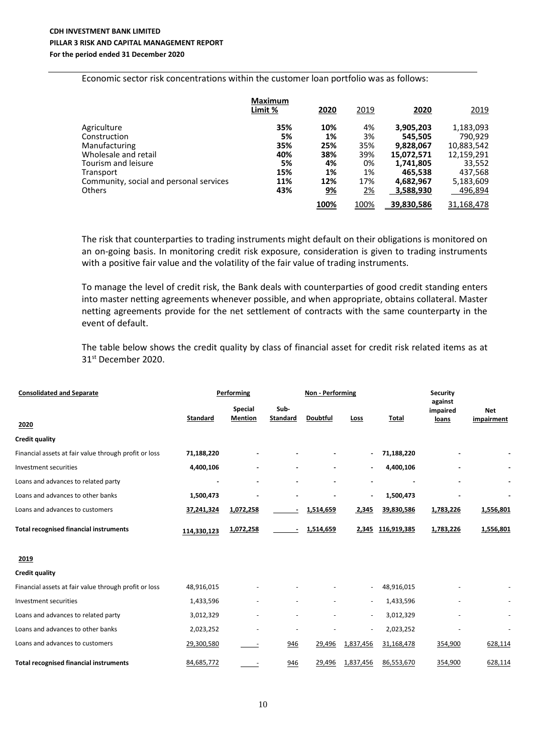Economic sector risk concentrations within the customer loan portfolio was as follows:

| | Maximum Limit % | 2020 | 2019 | 2020 | 2019 |
|---|---|---|---|---|---|
| Agriculture | **35%** | **10%** | 4% | **3,905,203** | 1,183,093 |
| Construction | **5%** | **1%** | 3% | **545,505** | 790,929 |
| Manufacturing | **35%** | **25%** | 35% | **9,828,067** | 10,883,542 |
| Wholesale and retail | **40%** | **38%** | 39% | **15,072,571** | 12,159,291 |
| Tourism and leisure | **5%** | **4%** | 0% | **1,741,805** | 33,552 |
| Transport | **15%** | **1%** | 1% | **465,538** | 437,568 |
| Community, social and personal services | **11%** | **12%** | 17% | **4,682,967** | 5,183,609 |
| Others | **43%** | **9%** | 2% | **3,588,930** | 496,894 |
| | | **100%** | 100% | **39,830,586** | 31,168,478 |

The risk that counterparties to trading instruments might default on their obligations is monitored on an on-going basis. In monitoring credit risk exposure, consideration is given to trading instruments with a positive fair value and the volatility of the fair value of trading instruments.

To manage the level of credit risk, the Bank deals with counterparties of good credit standing enters into master netting agreements whenever possible, and when appropriate, obtains collateral. Master netting agreements provide for the net settlement of contracts with the same counterparty in the event of default.

The table below shows the credit quality by class of financial asset for credit risk related items as at 31st December 2020.

| Consolidated and Separate | Performing | | Non - Performing | | | | Security against impaired loans | Net impairment |
|---|---|---|---|---|---|---|---|---|
| **2020** | Standard | Special Mention | Sub-Standard | Doubtful | Loss | Total | | |
| **Credit quality** | | | | | | | | |
| Financial assets at fair value through profit or loss | **71,188,220** | - | - | - | - | **71,188,220** | - | - |
| Investment securities | **4,400,106** | - | - | - | - | **4,400,106** | - | - |
| Loans and advances to related party | - | - | - | - | - | - | - | - |
| Loans and advances to other banks | **1,500,473** | - | - | - | - | **1,500,473** | - | - |
| Loans and advances to customers | **37,241,324** | **1,072,258** | - | **1,514,659** | **2,345** | **39,830,586** | **1,783,226** | **1,556,801** |
| **Total recognised financial instruments** | **114,330,123** | **1,072,258** | - | **1,514,659** | **2,345** | **116,919,385** | **1,783,226** | **1,556,801** |
| **2019** | | | | | | | | |
| **Credit quality** | | | | | | | | |
| Financial assets at fair value through profit or loss | 48,916,015 | - | - | - | - | 48,916,015 | - | - |
| Investment securities | 1,433,596 | - | - | - | - | 1,433,596 | - | - |
| Loans and advances to related party | 3,012,329 | - | - | - | - | 3,012,329 | - | - |
| Loans and advances to other banks | 2,023,252 | - | - | - | - | 2,023,252 | - | - |
| Loans and advances to customers | 29,300,580 | - | 946 | 29,496 | 1,837,456 | 31,168,478 | 354,900 | 628,114 |
| **Total recognised financial instruments** | 84,685,772 | - | 946 | 29,496 | 1,837,456 | 86,553,670 | 354,900 | 628,114 |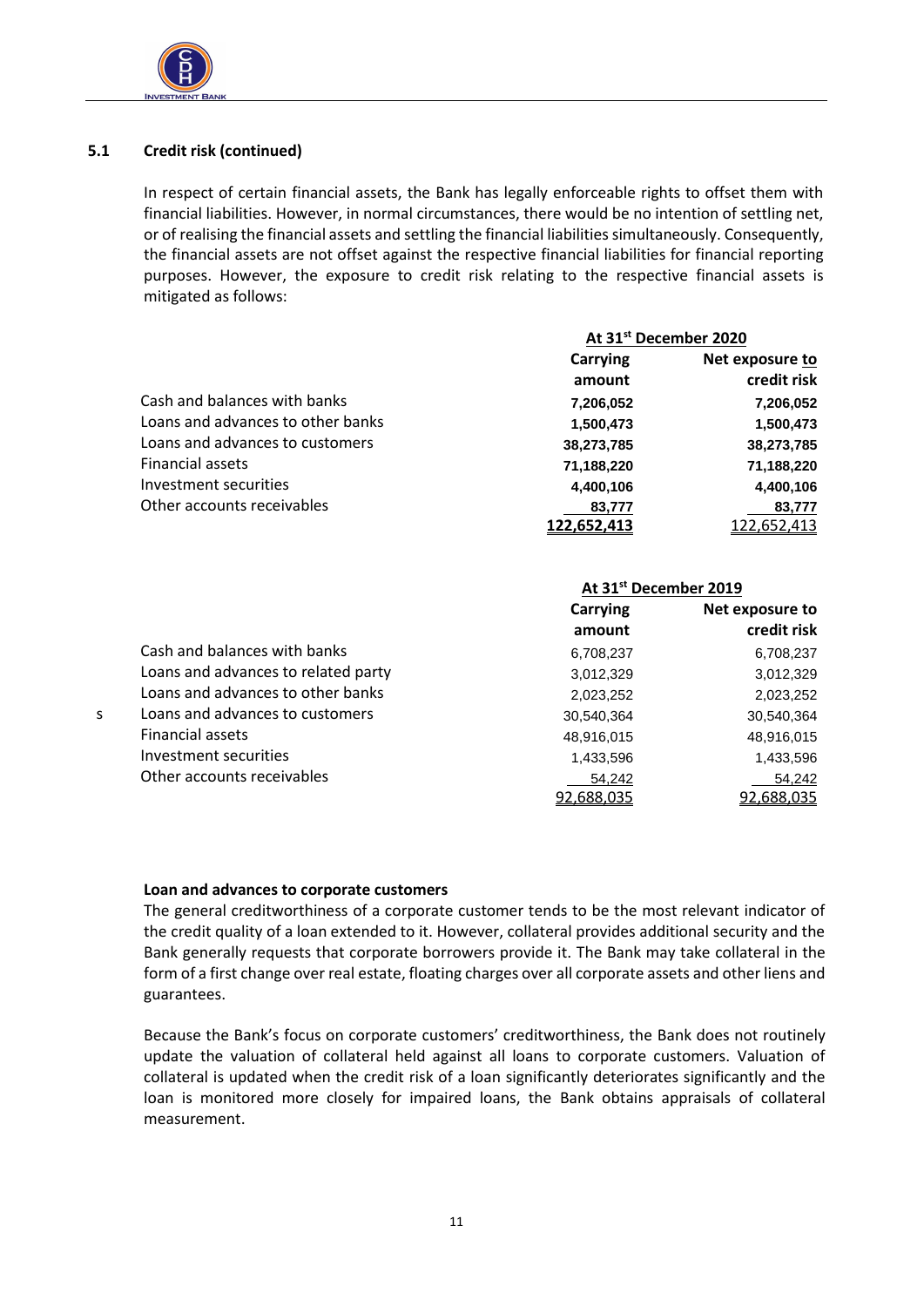### 5.1 Credit risk (continued)

In respect of certain financial assets, the Bank has legally enforceable rights to offset them with financial liabilities. However, in normal circumstances, there would be no intention of settling net, or of realising the financial assets and settling the financial liabilities simultaneously. Consequently, the financial assets are not offset against the respective financial liabilities for financial reporting purposes. However, the exposure to credit risk relating to the respective financial assets is mitigated as follows:

| | At 31st December 2020 | |
|---|---|---|
| | Carrying amount | Net exposure to credit risk |
| Cash and balances with banks | 7,206,052 | 7,206,052 |
| Loans and advances to other banks | 1,500,473 | 1,500,473 |
| Loans and advances to customers | 38,273,785 | 38,273,785 |
| Financial assets | 71,188,220 | 71,188,220 |
| Investment securities | 4,400,106 | 4,400,106 |
| Other accounts receivables | 83,777 | 83,777 |
| | 122,652,413 | 122,652,413 |

| | At 31st December 2019 | |
|---|---|---|
| | Carrying amount | Net exposure to credit risk |
| Cash and balances with banks | 6,708,237 | 6,708,237 |
| Loans and advances to related party | 3,012,329 | 3,012,329 |
| Loans and advances to other banks | 2,023,252 | 2,023,252 |
| Loans and advances to customers | 30,540,364 | 30,540,364 |
| Financial assets | 48,916,015 | 48,916,015 |
| Investment securities | 1,433,596 | 1,433,596 |
| Other accounts receivables | 54,242 | 54,242 |
| | 92,688,035 | 92,688,035 |

**Loan and advances to corporate customers**

The general creditworthiness of a corporate customer tends to be the most relevant indicator of the credit quality of a loan extended to it. However, collateral provides additional security and the Bank generally requests that corporate borrowers provide it. The Bank may take collateral in the form of a first change over real estate, floating charges over all corporate assets and other liens and guarantees.

Because the Bank's focus on corporate customers' creditworthiness, the Bank does not routinely update the valuation of collateral held against all loans to corporate customers. Valuation of collateral is updated when the credit risk of a loan significantly deteriorates significantly and the loan is monitored more closely for impaired loans, the Bank obtains appraisals of collateral measurement.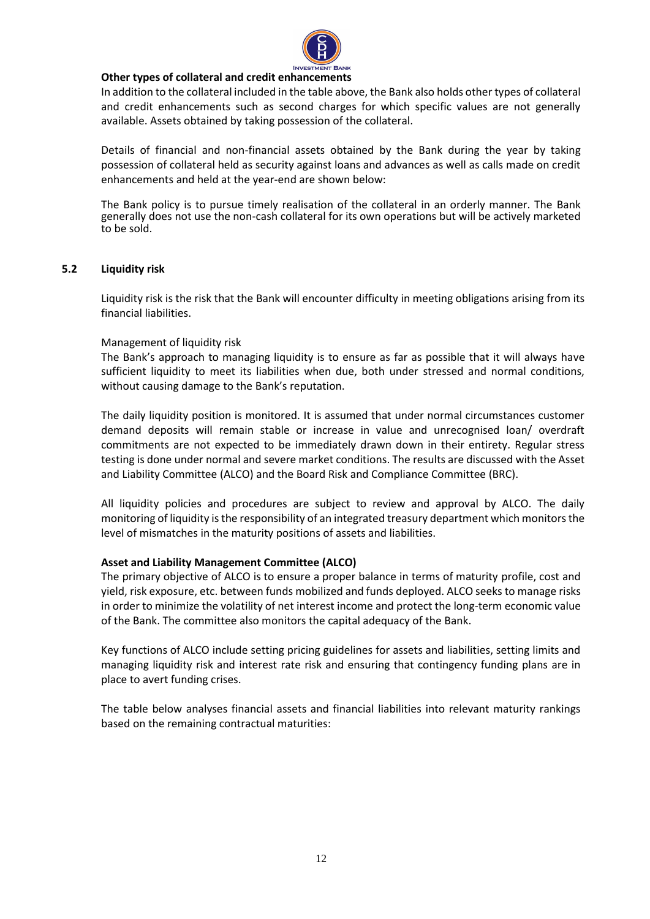**Other types of collateral and credit enhancements**

In addition to the collateral included in the table above, the Bank also holds other types of collateral and credit enhancements such as second charges for which specific values are not generally available. Assets obtained by taking possession of the collateral.

Details of financial and non-financial assets obtained by the Bank during the year by taking possession of collateral held as security against loans and advances as well as calls made on credit enhancements and held at the year-end are shown below:

The Bank policy is to pursue timely realisation of the collateral in an orderly manner. The Bank generally does not use the non-cash collateral for its own operations but will be actively marketed to be sold.

## 5.2 Liquidity risk

Liquidity risk is the risk that the Bank will encounter difficulty in meeting obligations arising from its financial liabilities.

Management of liquidity risk

The Bank's approach to managing liquidity is to ensure as far as possible that it will always have sufficient liquidity to meet its liabilities when due, both under stressed and normal conditions, without causing damage to the Bank's reputation.

The daily liquidity position is monitored. It is assumed that under normal circumstances customer demand deposits will remain stable or increase in value and unrecognised loan/ overdraft commitments are not expected to be immediately drawn down in their entirety. Regular stress testing is done under normal and severe market conditions. The results are discussed with the Asset and Liability Committee (ALCO) and the Board Risk and Compliance Committee (BRC).

All liquidity policies and procedures are subject to review and approval by ALCO. The daily monitoring of liquidity is the responsibility of an integrated treasury department which monitors the level of mismatches in the maturity positions of assets and liabilities.

**Asset and Liability Management Committee (ALCO)**

The primary objective of ALCO is to ensure a proper balance in terms of maturity profile, cost and yield, risk exposure, etc. between funds mobilized and funds deployed. ALCO seeks to manage risks in order to minimize the volatility of net interest income and protect the long-term economic value of the Bank. The committee also monitors the capital adequacy of the Bank.

Key functions of ALCO include setting pricing guidelines for assets and liabilities, setting limits and managing liquidity risk and interest rate risk and ensuring that contingency funding plans are in place to avert funding crises.

The table below analyses financial assets and financial liabilities into relevant maturity rankings based on the remaining contractual maturities: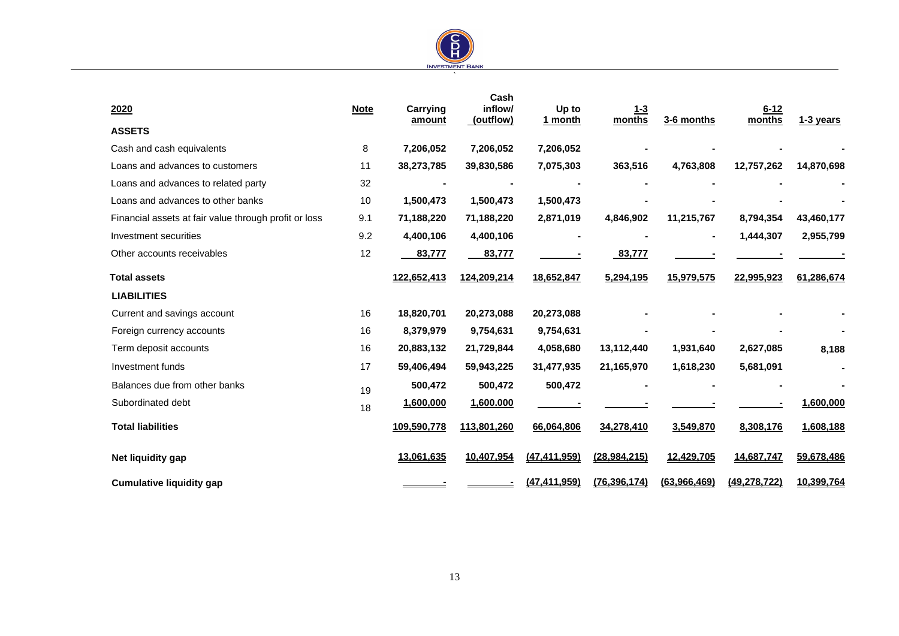| 2020 | Note | Carrying amount | Cash inflow/ (outflow) | Up to 1 month | 1-3 months | 3-6 months | 6-12 months | 1-3 years |
|---|---|---|---|---|---|---|---|---|
| **ASSETS** | | | | | | | | |
| Cash and cash equivalents | 8 | **7,206,052** | **7,206,052** | **7,206,052** | **-** | **-** | **-** | **-** |
| Loans and advances to customers | 11 | **38,273,785** | **39,830,586** | **7,075,303** | **363,516** | **4,763,808** | **12,757,262** | **14,870,698** |
| Loans and advances to related party | 32 | **-** | **-** | **-** | **-** | **-** | **-** | **-** |
| Loans and advances to other banks | 10 | **1,500,473** | **1,500,473** | **1,500,473** | **-** | **-** | **-** | **-** |
| Financial assets at fair value through profit or loss | 9.1 | **71,188,220** | **71,188,220** | **2,871,019** | **4,846,902** | **11,215,767** | **8,794,354** | **43,460,177** |
| Investment securities | 9.2 | **4,400,106** | **4,400,106** | **-** | **-** | **-** | **1,444,307** | **2,955,799** |
| Other accounts receivables | 12 | **83,777** | **83,777** | **-** | **83,777** | **-** | **-** | **-** |
| **Total assets** | | **122,652,413** | **124,209,214** | **18,652,847** | **5,294,195** | **15,979,575** | **22,995,923** | **61,286,674** |
| **LIABILITIES** | | | | | | | | |
| Current and savings account | 16 | **18,820,701** | **20,273,088** | **20,273,088** | **-** | **-** | **-** | **-** |
| Foreign currency accounts | 16 | **8,379,979** | **9,754,631** | **9,754,631** | **-** | **-** | **-** | **-** |
| Term deposit accounts | 16 | **20,883,132** | **21,729,844** | **4,058,680** | **13,112,440** | **1,931,640** | **2,627,085** | **8,188** |
| Investment funds | 17 | **59,406,494** | **59,943,225** | **31,477,935** | **21,165,970** | **1,618,230** | **5,681,091** | **-** |
| Balances due from other banks | 19 | **500,472** | **500,472** | **500,472** | **-** | **-** | **-** | **-** |
| Subordinated debt | 18 | **1,600,000** | **1,600.000** | **-** | **-** | **-** | **-** | **1,600,000** |
| **Total liabilities** | | **109,590,778** | **113,801,260** | **66,064,806** | **34,278,410** | **3,549,870** | **8,308,176** | **1,608,188** |
| **Net liquidity gap** | | **13,061,635** | **10,407,954** | **(47,411,959)** | **(28,984,215)** | **12,429,705** | **14,687,747** | **59,678,486** |
| **Cumulative liquidity gap** | | **-** | **-** | **(47,411,959)** | **(76,396,174)** | **(63,966,469)** | **(49,278,722)** | **10,399,764** |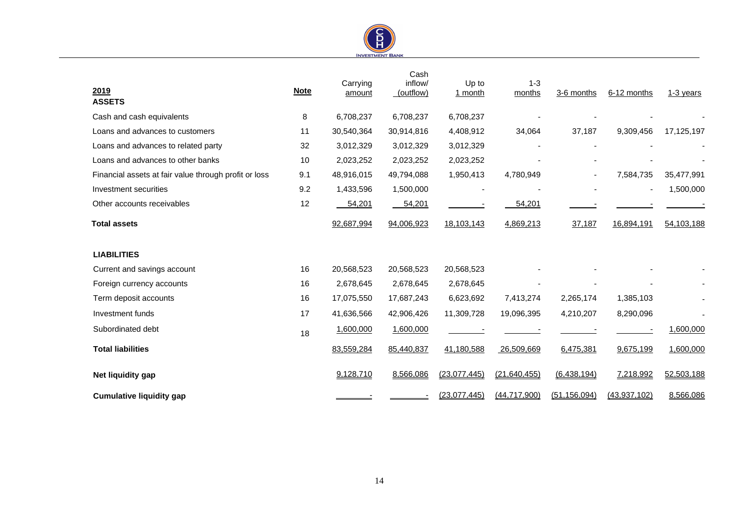| 2019 | Note | Carrying amount | Cash inflow/ (outflow) | Up to 1 month | 1-3 months | 3-6 months | 6-12 months | 1-3 years |
|---|---|---|---|---|---|---|---|---|
| **ASSETS** | | | | | | | | |
| Cash and cash equivalents | 8 | 6,708,237 | 6,708,237 | 6,708,237 | - | - | - | - |
| Loans and advances to customers | 11 | 30,540,364 | 30,914,816 | 4,408,912 | 34,064 | 37,187 | 9,309,456 | 17,125,197 |
| Loans and advances to related party | 32 | 3,012,329 | 3,012,329 | 3,012,329 | - | - | - | - |
| Loans and advances to other banks | 10 | 2,023,252 | 2,023,252 | 2,023,252 | - | - | - | - |
| Financial assets at fair value through profit or loss | 9.1 | 48,916,015 | 49,794,088 | 1,950,413 | 4,780,949 | - | 7,584,735 | 35,477,991 |
| Investment securities | 9.2 | 1,433,596 | 1,500,000 | - | - | - | - | 1,500,000 |
| Other accounts receivables | 12 | 54,201 | 54,201 | - | 54,201 | - | - | - |
| **Total assets** | | 92,687,994 | 94,006,923 | 18,103,143 | 4,869,213 | 37,187 | 16,894,191 | 54,103,188 |
| **LIABILITIES** | | | | | | | | |
| Current and savings account | 16 | 20,568,523 | 20,568,523 | 20,568,523 | - | - | - | - |
| Foreign currency accounts | 16 | 2,678,645 | 2,678,645 | 2,678,645 | - | - | - | - |
| Term deposit accounts | 16 | 17,075,550 | 17,687,243 | 6,623,692 | 7,413,274 | 2,265,174 | 1,385,103 | - |
| Investment funds | 17 | 41,636,566 | 42,906,426 | 11,309,728 | 19,096,395 | 4,210,207 | 8,290,096 | - |
| Subordinated debt | 18 | 1,600,000 | 1,600,000 | - | - | - | - | 1,600,000 |
| **Total liabilities** | | 83,559,284 | 85,440,837 | 41,180,588 | 26,509,669 | 6,475,381 | 9,675,199 | 1,600,000 |
| **Net liquidity gap** | | 9,128,710 | 8,566,086 | (23,077,445) | (21,640,455) | (6,438,194) | 7,218,992 | 52,503,188 |
| **Cumulative liquidity gap** | | - | - | (23,077,445) | (44,717,900) | (51,156,094) | (43,937,102) | 8,566,086 |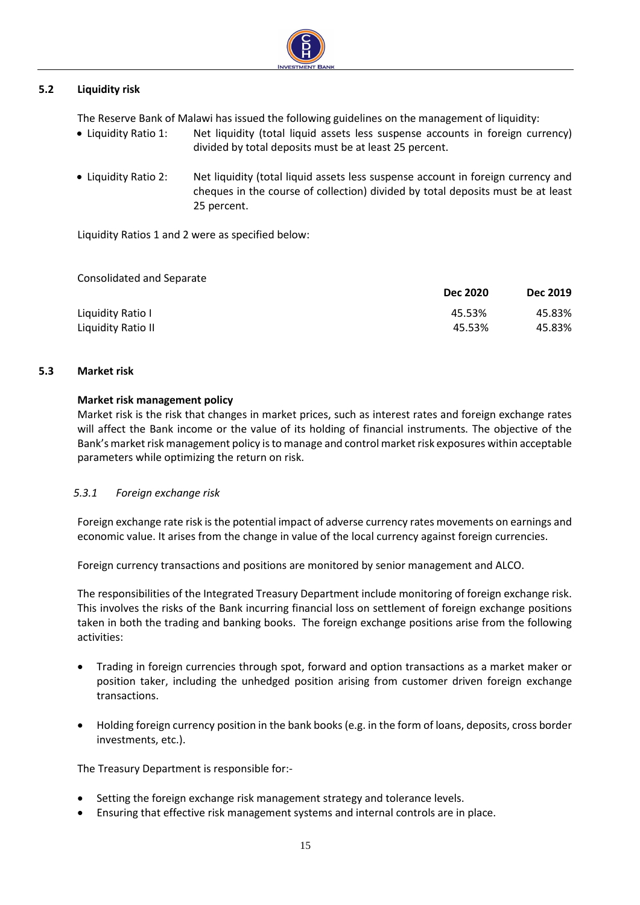### 5.2 Liquidity risk

The Reserve Bank of Malawi has issued the following guidelines on the management of liquidity:

- Liquidity Ratio 1: Net liquidity (total liquid assets less suspense accounts in foreign currency) divided by total deposits must be at least 25 percent.
- Liquidity Ratio 2: Net liquidity (total liquid assets less suspense account in foreign currency and cheques in the course of collection) divided by total deposits must be at least 25 percent.

Liquidity Ratios 1 and 2 were as specified below:

| Consolidated and Separate | Dec 2020 | Dec 2019 |
|---|---|---|
| Liquidity Ratio I | 45.53% | 45.83% |
| Liquidity Ratio II | 45.53% | 45.83% |

### 5.3 Market risk

**Market risk management policy**

Market risk is the risk that changes in market prices, such as interest rates and foreign exchange rates will affect the Bank income or the value of its holding of financial instruments. The objective of the Bank's market risk management policy is to manage and control market risk exposures within acceptable parameters while optimizing the return on risk.

#### *5.3.1 Foreign exchange risk*

Foreign exchange rate risk is the potential impact of adverse currency rates movements on earnings and economic value. It arises from the change in value of the local currency against foreign currencies.

Foreign currency transactions and positions are monitored by senior management and ALCO.

The responsibilities of the Integrated Treasury Department include monitoring of foreign exchange risk. This involves the risks of the Bank incurring financial loss on settlement of foreign exchange positions taken in both the trading and banking books. The foreign exchange positions arise from the following activities:

- Trading in foreign currencies through spot, forward and option transactions as a market maker or position taker, including the unhedged position arising from customer driven foreign exchange transactions.
- Holding foreign currency position in the bank books (e.g. in the form of loans, deposits, cross border investments, etc.).

The Treasury Department is responsible for:-

- Setting the foreign exchange risk management strategy and tolerance levels.
- Ensuring that effective risk management systems and internal controls are in place.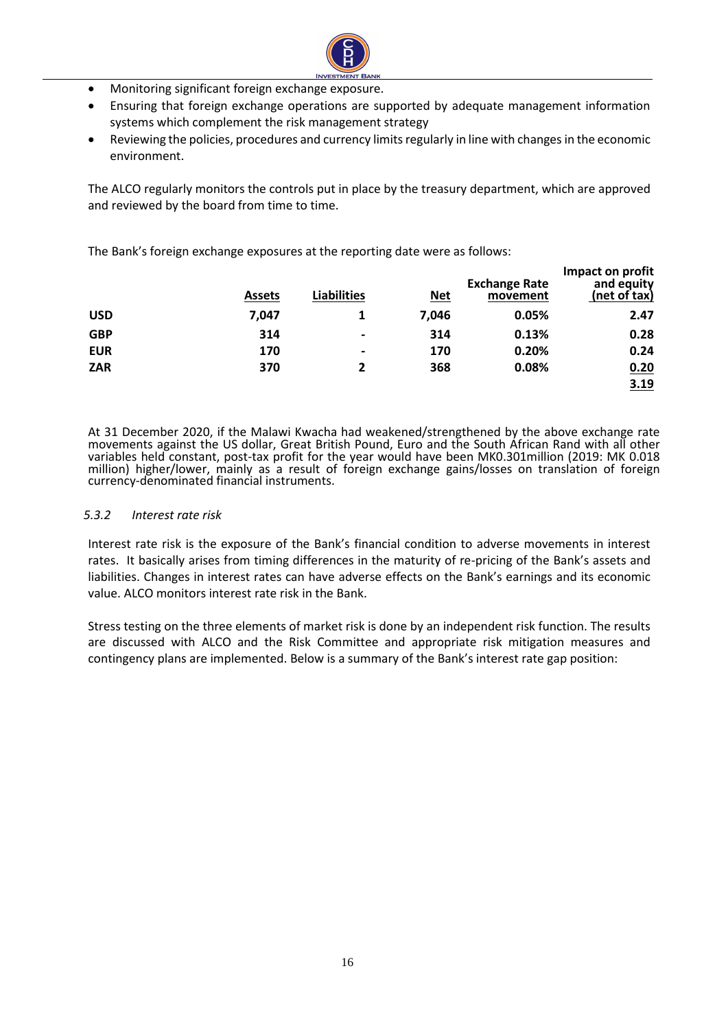- Monitoring significant foreign exchange exposure.
- Ensuring that foreign exchange operations are supported by adequate management information systems which complement the risk management strategy
- Reviewing the policies, procedures and currency limits regularly in line with changes in the economic environment.

The ALCO regularly monitors the controls put in place by the treasury department, which are approved and reviewed by the board from time to time.

The Bank's foreign exchange exposures at the reporting date were as follows:

| | Assets | Liabilities | Net | Exchange Rate movement | Impact on profit and equity (net of tax) |
|---|---|---|---|---|---|
| **USD** | **7,047** | **1** | **7,046** | **0.05%** | **2.47** |
| **GBP** | **314** | **-** | **314** | **0.13%** | **0.28** |
| **EUR** | **170** | **-** | **170** | **0.20%** | **0.24** |
| **ZAR** | **370** | **2** | **368** | **0.08%** | **0.20** |
| | | | | | **3.19** |

At 31 December 2020, if the Malawi Kwacha had weakened/strengthened by the above exchange rate movements against the US dollar, Great British Pound, Euro and the South African Rand with all other variables held constant, post-tax profit for the year would have been MK0.301million (2019: MK 0.018 million) higher/lower, mainly as a result of foreign exchange gains/losses on translation of foreign currency-denominated financial instruments.

### *5.3.2 Interest rate risk*

Interest rate risk is the exposure of the Bank's financial condition to adverse movements in interest rates. It basically arises from timing differences in the maturity of re-pricing of the Bank's assets and liabilities. Changes in interest rates can have adverse effects on the Bank's earnings and its economic value. ALCO monitors interest rate risk in the Bank.

Stress testing on the three elements of market risk is done by an independent risk function. The results are discussed with ALCO and the Risk Committee and appropriate risk mitigation measures and contingency plans are implemented. Below is a summary of the Bank's interest rate gap position: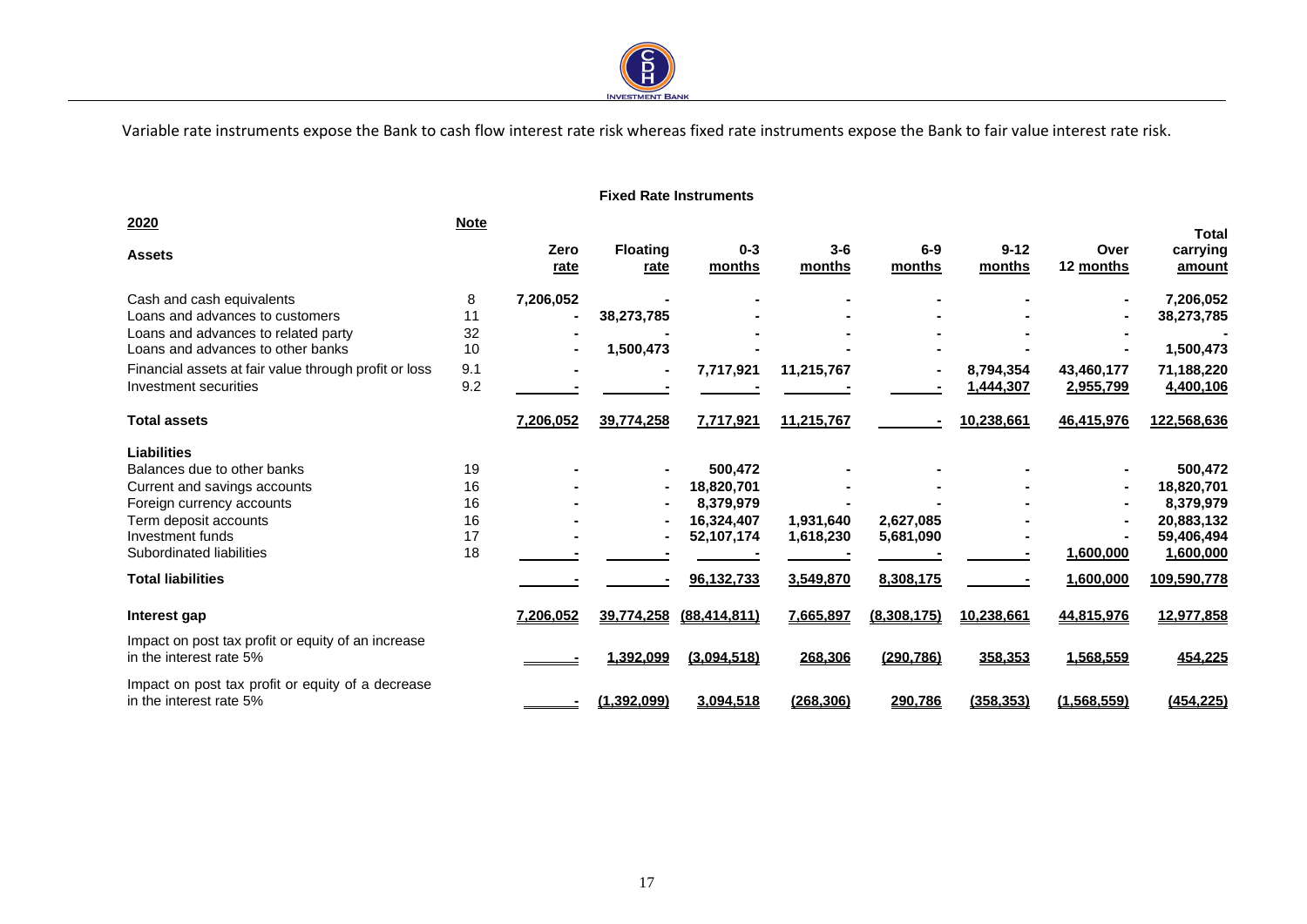Variable rate instruments expose the Bank to cash flow interest rate risk whereas fixed rate instruments expose the Bank to fair value interest rate risk.

**Fixed Rate Instruments**

| 2020 | Note | | | | | | | | |
|---|---|---|---|---|---|---|---|---|---|
| **Assets** | | **Zero rate** | **Floating rate** | **0-3 months** | **3-6 months** | **6-9 months** | **9-12 months** | **Over 12 months** | **Total carrying amount** |
| Cash and cash equivalents | 8 | 7,206,052 | - | - | - | - | - | - | 7,206,052 |
| Loans and advances to customers | 11 | - | 38,273,785 | - | - | - | - | - | 38,273,785 |
| Loans and advances to related party | 32 | - | - | - | - | - | - | - | - |
| Loans and advances to other banks | 10 | - | 1,500,473 | - | - | - | - | - | 1,500,473 |
| Financial assets at fair value through profit or loss | 9.1 | - | - | 7,717,921 | 11,215,767 | - | 8,794,354 | 43,460,177 | 71,188,220 |
| Investment securities | 9.2 | - | - | - | - | - | 1,444,307 | 2,955,799 | 4,400,106 |
| **Total assets** | | 7,206,052 | 39,774,258 | 7,717,921 | 11,215,767 | - | 10,238,661 | 46,415,976 | 122,568,636 |
| **Liabilities** | | | | | | | | | |
| Balances due to other banks | 19 | - | - | 500,472 | - | - | - | - | 500,472 |
| Current and savings accounts | 16 | - | - | 18,820,701 | - | - | - | - | 18,820,701 |
| Foreign currency accounts | 16 | - | - | 8,379,979 | - | - | - | - | 8,379,979 |
| Term deposit accounts | 16 | - | - | 16,324,407 | 1,931,640 | 2,627,085 | - | - | 20,883,132 |
| Investment funds | 17 | - | - | 52,107,174 | 1,618,230 | 5,681,090 | - | - | 59,406,494 |
| Subordinated liabilities | 18 | - | - | - | - | - | - | 1,600,000 | 1,600,000 |
| **Total liabilities** | | - | - | 96,132,733 | 3,549,870 | 8,308,175 | - | 1,600,000 | 109,590,778 |
| **Interest gap** | | 7,206,052 | 39,774,258 | (88,414,811) | 7,665,897 | (8,308,175) | 10,238,661 | 44,815,976 | 12,977,858 |
| Impact on post tax profit or equity of an increase in the interest rate 5% | | - | 1,392,099 | (3,094,518) | 268,306 | (290,786) | 358,353 | 1,568,559 | 454,225 |
| Impact on post tax profit or equity of a decrease in the interest rate 5% | | - | (1,392,099) | 3,094,518 | (268,306) | 290,786 | (358,353) | (1,568,559) | (454,225) |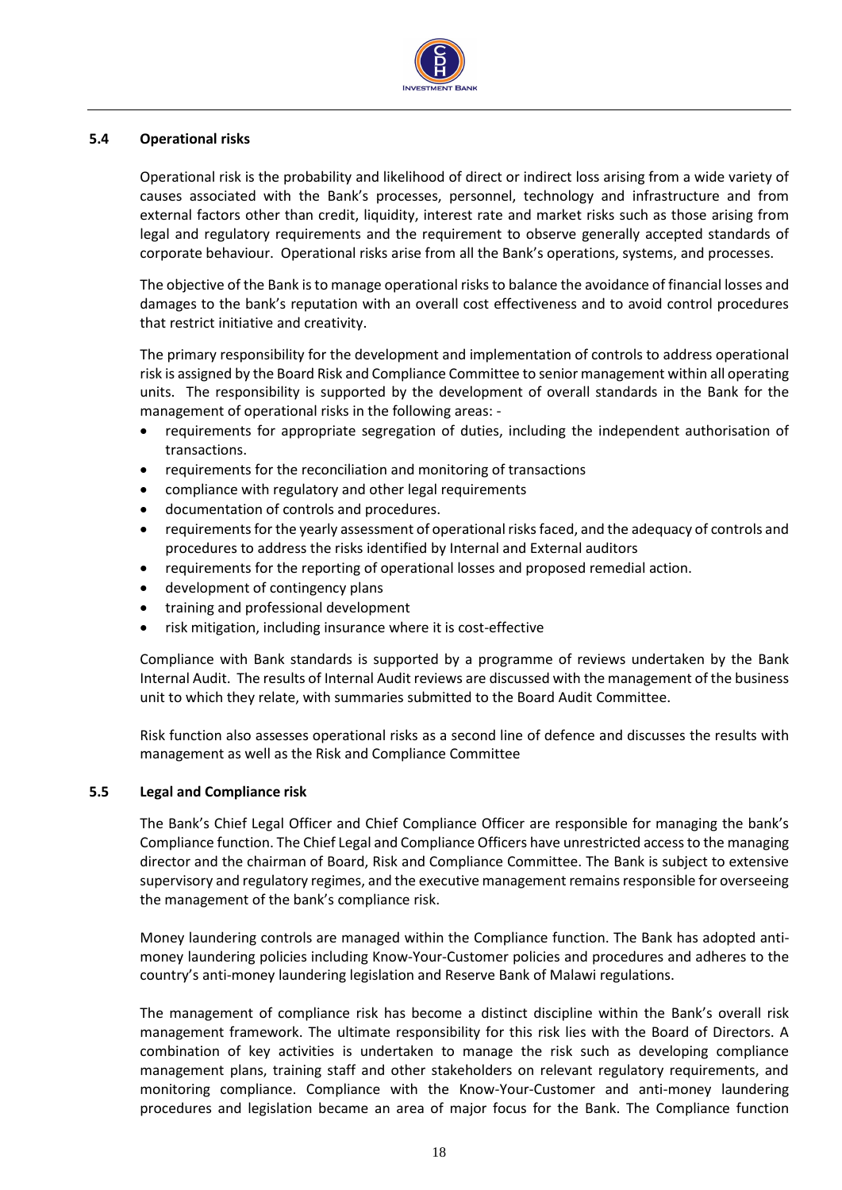### 5.4 Operational risks

Operational risk is the probability and likelihood of direct or indirect loss arising from a wide variety of causes associated with the Bank's processes, personnel, technology and infrastructure and from external factors other than credit, liquidity, interest rate and market risks such as those arising from legal and regulatory requirements and the requirement to observe generally accepted standards of corporate behaviour. Operational risks arise from all the Bank's operations, systems, and processes.

The objective of the Bank is to manage operational risks to balance the avoidance of financial losses and damages to the bank's reputation with an overall cost effectiveness and to avoid control procedures that restrict initiative and creativity.

The primary responsibility for the development and implementation of controls to address operational risk is assigned by the Board Risk and Compliance Committee to senior management within all operating units. The responsibility is supported by the development of overall standards in the Bank for the management of operational risks in the following areas: -

- requirements for appropriate segregation of duties, including the independent authorisation of transactions.
- requirements for the reconciliation and monitoring of transactions
- compliance with regulatory and other legal requirements
- documentation of controls and procedures.
- requirements for the yearly assessment of operational risks faced, and the adequacy of controls and procedures to address the risks identified by Internal and External auditors
- requirements for the reporting of operational losses and proposed remedial action.
- development of contingency plans
- training and professional development
- risk mitigation, including insurance where it is cost-effective

Compliance with Bank standards is supported by a programme of reviews undertaken by the Bank Internal Audit. The results of Internal Audit reviews are discussed with the management of the business unit to which they relate, with summaries submitted to the Board Audit Committee.

Risk function also assesses operational risks as a second line of defence and discusses the results with management as well as the Risk and Compliance Committee

### 5.5 Legal and Compliance risk

The Bank's Chief Legal Officer and Chief Compliance Officer are responsible for managing the bank's Compliance function. The Chief Legal and Compliance Officers have unrestricted access to the managing director and the chairman of Board, Risk and Compliance Committee. The Bank is subject to extensive supervisory and regulatory regimes, and the executive management remains responsible for overseeing the management of the bank's compliance risk.

Money laundering controls are managed within the Compliance function. The Bank has adopted anti-money laundering policies including Know-Your-Customer policies and procedures and adheres to the country's anti-money laundering legislation and Reserve Bank of Malawi regulations.

The management of compliance risk has become a distinct discipline within the Bank's overall risk management framework. The ultimate responsibility for this risk lies with the Board of Directors. A combination of key activities is undertaken to manage the risk such as developing compliance management plans, training staff and other stakeholders on relevant regulatory requirements, and monitoring compliance. Compliance with the Know-Your-Customer and anti-money laundering procedures and legislation became an area of major focus for the Bank. The Compliance function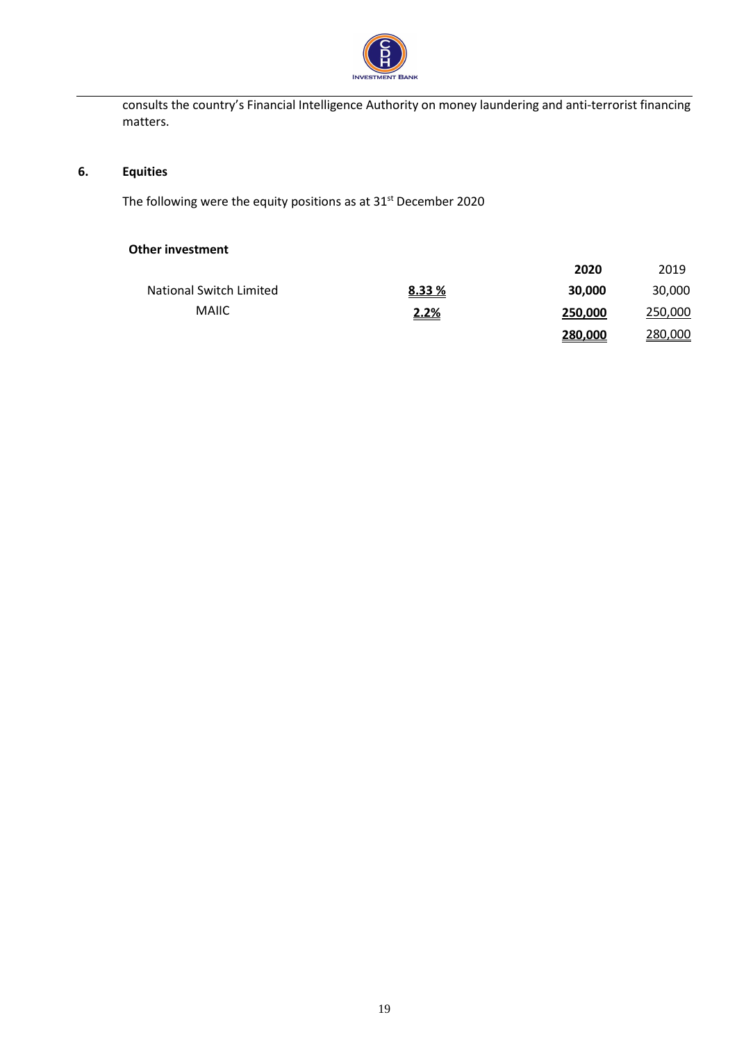consults the country's Financial Intelligence Authority on money laundering and anti-terrorist financing matters.

## 6. Equities

The following were the equity positions as at 31st December 2020

**Other investment**

| | | | |
|---|---|---|---|
| | | **2020** | 2019 |
| National Switch Limited | **8.33 %** | **30,000** | 30,000 |
| MAIIC | **2.2%** | **250,000** | 250,000 |
| | | **280,000** | 280,000 |